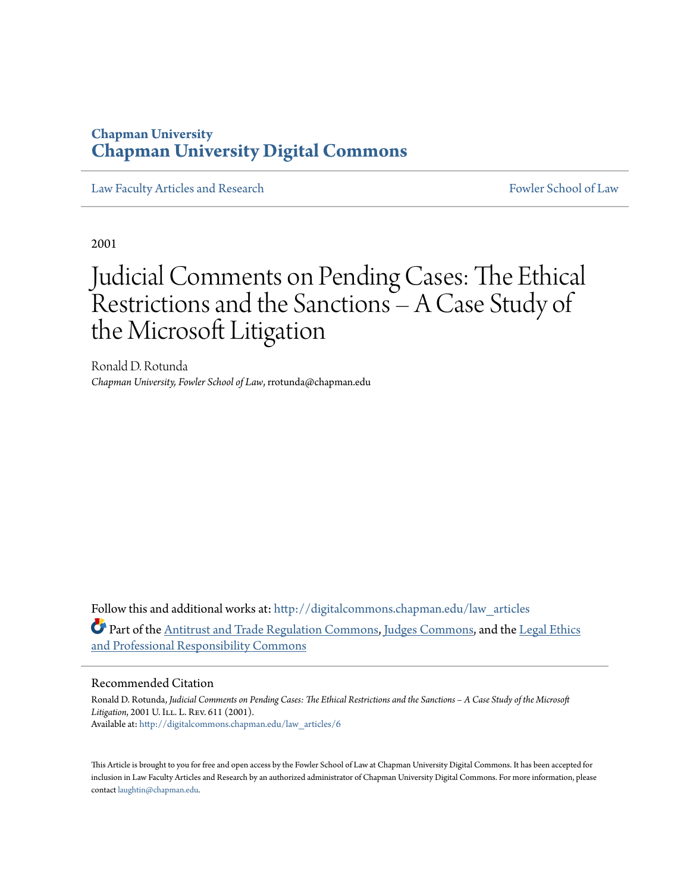**Chapman University**
**Chapman University Digital Commons**

Law Faculty Articles and Research | Fowler School of Law

2001

# Judicial Comments on Pending Cases: The Ethical Restrictions and the Sanctions – A Case Study of the Microsoft Litigation

Ronald D. Rotunda
*Chapman University, Fowler School of Law*, rrotunda@chapman.edu

Follow this and additional works at: http://digitalcommons.chapman.edu/law_articles

Part of the Antitrust and Trade Regulation Commons, Judges Commons, and the Legal Ethics and Professional Responsibility Commons

## Recommended Citation

Ronald D. Rotunda, *Judicial Comments on Pending Cases: The Ethical Restrictions and the Sanctions – A Case Study of the Microsoft Litigation*, 2001 U. Ill. L. Rev. 611 (2001).
Available at: http://digitalcommons.chapman.edu/law_articles/6

This Article is brought to you for free and open access by the Fowler School of Law at Chapman University Digital Commons. It has been accepted for inclusion in Law Faculty Articles and Research by an authorized administrator of Chapman University Digital Commons. For more information, please contact laughtin@chapman.edu.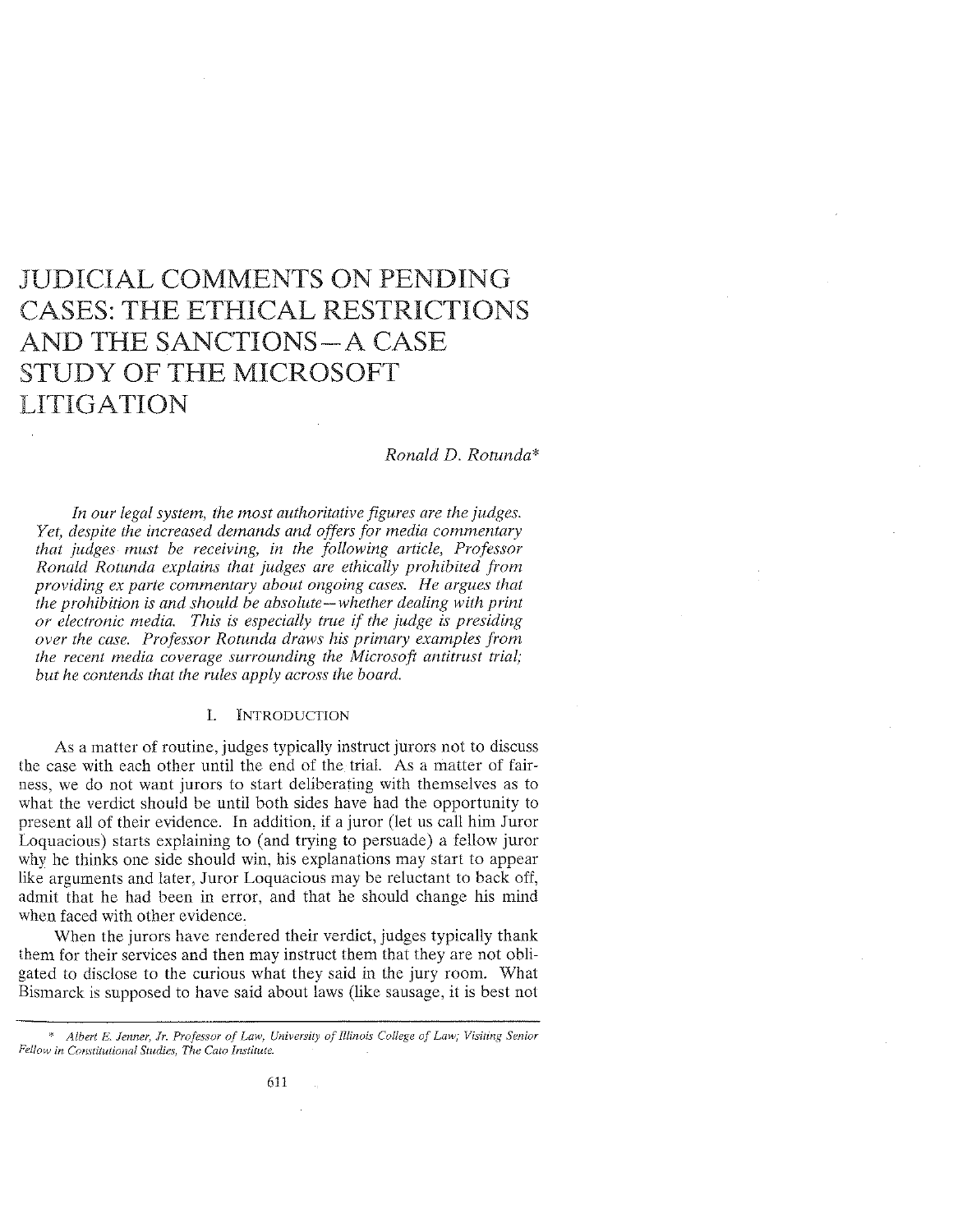# JUDICIAL COMMENTS ON PENDING CASES: THE ETHICAL RESTRICTIONS AND THE SANCTIONS—A CASE STUDY OF THE MICROSOFT LITIGATION

*Ronald D. Rotunda**

*In our legal system, the most authoritative figures are the judges. Yet, despite the increased demands and offers for media commentary that judges must be receiving, in the following article, Professor Ronald Rotunda explains that judges are ethically prohibited from providing ex parte commentary about ongoing cases. He argues that the prohibition is and should be absolute—whether dealing with print or electronic media. This is especially true if the judge is presiding over the case. Professor Rotunda draws his primary examples from the recent media coverage surrounding the Microsoft antitrust trial; but he contends that the rules apply across the board.*

## I. INTRODUCTION

As a matter of routine, judges typically instruct jurors not to discuss the case with each other until the end of the trial. As a matter of fairness, we do not want jurors to start deliberating with themselves as to what the verdict should be until both sides have had the opportunity to present all of their evidence. In addition, if a juror (let us call him Juror Loquacious) starts explaining to (and trying to persuade) a fellow juror why he thinks one side should win, his explanations may start to appear like arguments and later, Juror Loquacious may be reluctant to back off, admit that he had been in error, and that he should change his mind when faced with other evidence.

When the jurors have rendered their verdict, judges typically thank them for their services and then may instruct them that they are not obligated to disclose to the curious what they said in the jury room. What Bismarck is supposed to have said about laws (like sausage, it is best not

---

\* *Albert E. Jenner, Jr. Professor of Law, University of Illinois College of Law; Visiting Senior Fellow in Constitutional Studies, The Cato Institute.*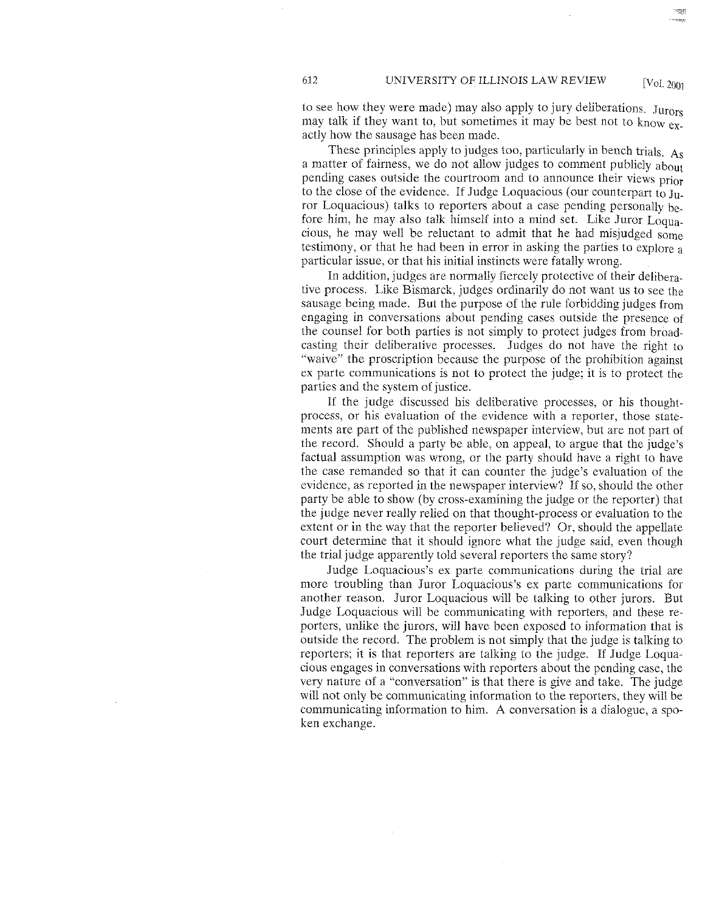to see how they were made) may also apply to jury deliberations. Jurors may talk if they want to, but sometimes it may be best not to know exactly how the sausage has been made.

These principles apply to judges too, particularly in bench trials. As a matter of fairness, we do not allow judges to comment publicly about pending cases outside the courtroom and to announce their views prior to the close of the evidence. If Judge Loquacious (our counterpart to Juror Loquacious) talks to reporters about a case pending personally before him, he may also talk himself into a mind set. Like Juror Loquacious, he may well be reluctant to admit that he had misjudged some testimony, or that he had been in error in asking the parties to explore a particular issue, or that his initial instincts were fatally wrong.

In addition, judges are normally fiercely protective of their deliberative process. Like Bismarck, judges ordinarily do not want us to see the sausage being made. But the purpose of the rule forbidding judges from engaging in conversations about pending cases outside the presence of the counsel for both parties is not simply to protect judges from broadcasting their deliberative processes. Judges do not have the right to "waive" the proscription because the purpose of the prohibition against ex parte communications is not to protect the judge; it is to protect the parties and the system of justice.

If the judge discussed his deliberative processes, or his thought-process, or his evaluation of the evidence with a reporter, those statements are part of the published newspaper interview, but are not part of the record. Should a party be able, on appeal, to argue that the judge's factual assumption was wrong, or the party should have a right to have the case remanded so that it can counter the judge's evaluation of the evidence, as reported in the newspaper interview? If so, should the other party be able to show (by cross-examining the judge or the reporter) that the judge never really relied on that thought-process or evaluation to the extent or in the way that the reporter believed? Or, should the appellate court determine that it should ignore what the judge said, even though the trial judge apparently told several reporters the same story?

Judge Loquacious's ex parte communications during the trial are more troubling than Juror Loquacious's ex parte communications for another reason. Juror Loquacious will be talking to other jurors. But Judge Loquacious will be communicating with reporters, and these reporters, unlike the jurors, will have been exposed to information that is outside the record. The problem is not simply that the judge is talking to reporters; it is that reporters are talking to the judge. If Judge Loquacious engages in conversations with reporters about the pending case, the very nature of a "conversation" is that there is give and take. The judge will not only be communicating information to the reporters, they will be communicating information to him. A conversation is a dialogue, a spoken exchange.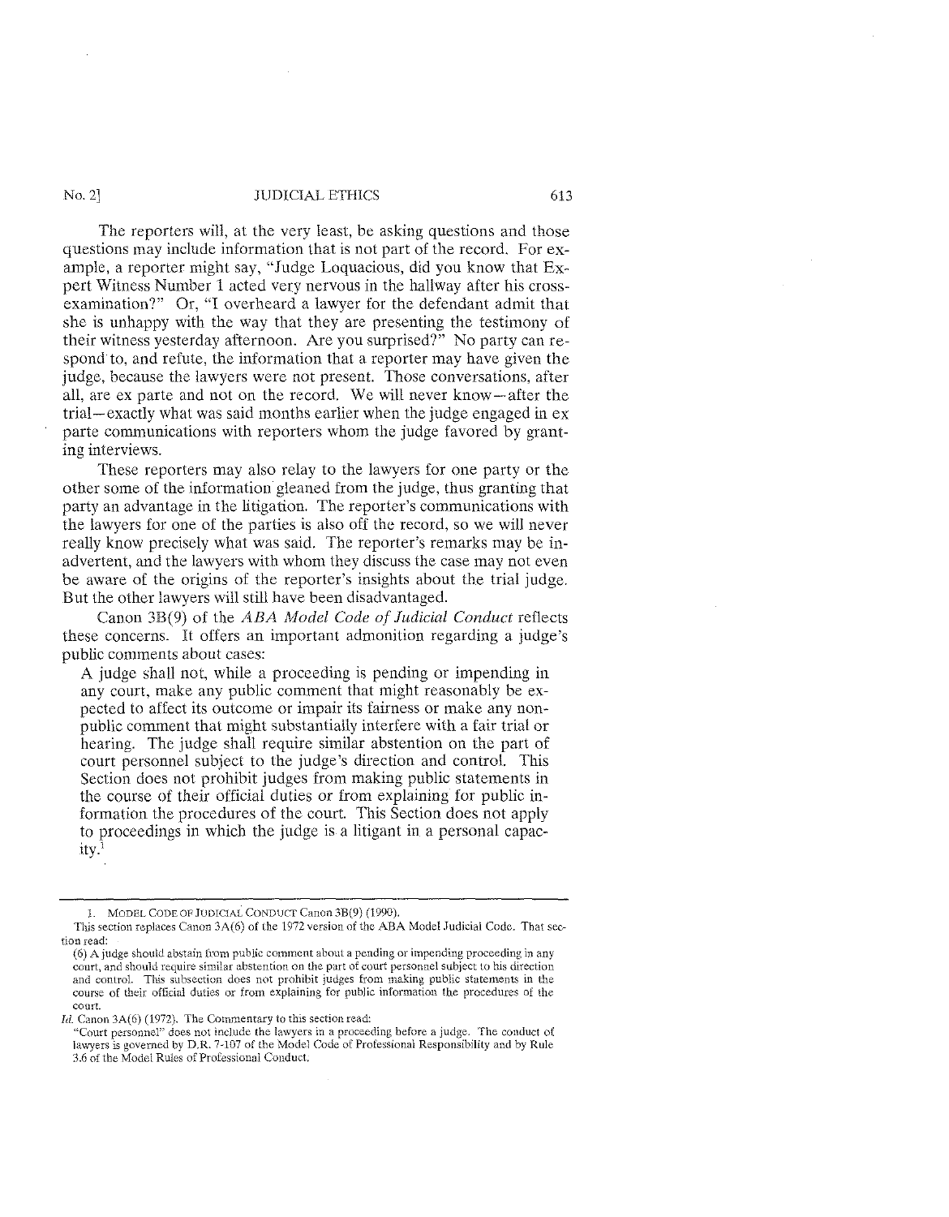The reporters will, at the very least, be asking questions and those questions may include information that is not part of the record. For example, a reporter might say, "Judge Loquacious, did you know that Expert Witness Number 1 acted very nervous in the hallway after his cross-examination?" Or, "I overheard a lawyer for the defendant admit that she is unhappy with the way that they are presenting the testimony of their witness yesterday afternoon. Are you surprised?" No party can respond to, and refute, the information that a reporter may have given the judge, because the lawyers were not present. Those conversations, after all, are ex parte and not on the record. We will never know—after the trial—exactly what was said months earlier when the judge engaged in ex parte communications with reporters whom the judge favored by granting interviews.

These reporters may also relay to the lawyers for one party or the other some of the information gleaned from the judge, thus granting that party an advantage in the litigation. The reporter's communications with the lawyers for one of the parties is also off the record, so we will never really know precisely what was said. The reporter's remarks may be inadvertent, and the lawyers with whom they discuss the case may not even be aware of the origins of the reporter's insights about the trial judge. But the other lawyers will still have been disadvantaged.

Canon 3B(9) of the *ABA Model Code of Judicial Conduct* reflects these concerns. It offers an important admonition regarding a judge's public comments about cases:

> A judge shall not, while a proceeding is pending or impending in any court, make any public comment that might reasonably be expected to affect its outcome or impair its fairness or make any non-public comment that might substantially interfere with a fair trial or hearing. The judge shall require similar abstention on the part of court personnel subject to the judge's direction and control. This Section does not prohibit judges from making public statements in the course of their official duties or from explaining for public information the procedures of the court. This Section does not apply to proceedings in which the judge is a litigant in a personal capacity.[1]

---

1. MODEL CODE OF JUDICIAL CONDUCT Canon 3B(9) (1990).

This section replaces Canon 3A(6) of the 1972 version of the ABA Model Judicial Code. That section read:

> (6) A judge should abstain from public comment about a pending or impending proceeding in any court, and should require similar abstention on the part of court personnel subject to his direction and control. This subsection does not prohibit judges from making public statements in the course of their official duties or from explaining for public information the procedures of the court.

*Id.* Canon 3A(6) (1972). The Commentary to this section read:

> "Court personnel" does not include the lawyers in a proceeding before a judge. The conduct of lawyers is governed by D.R. 7-107 of the Model Code of Professional Responsibility and by Rule 3.6 of the Model Rules of Professional Conduct.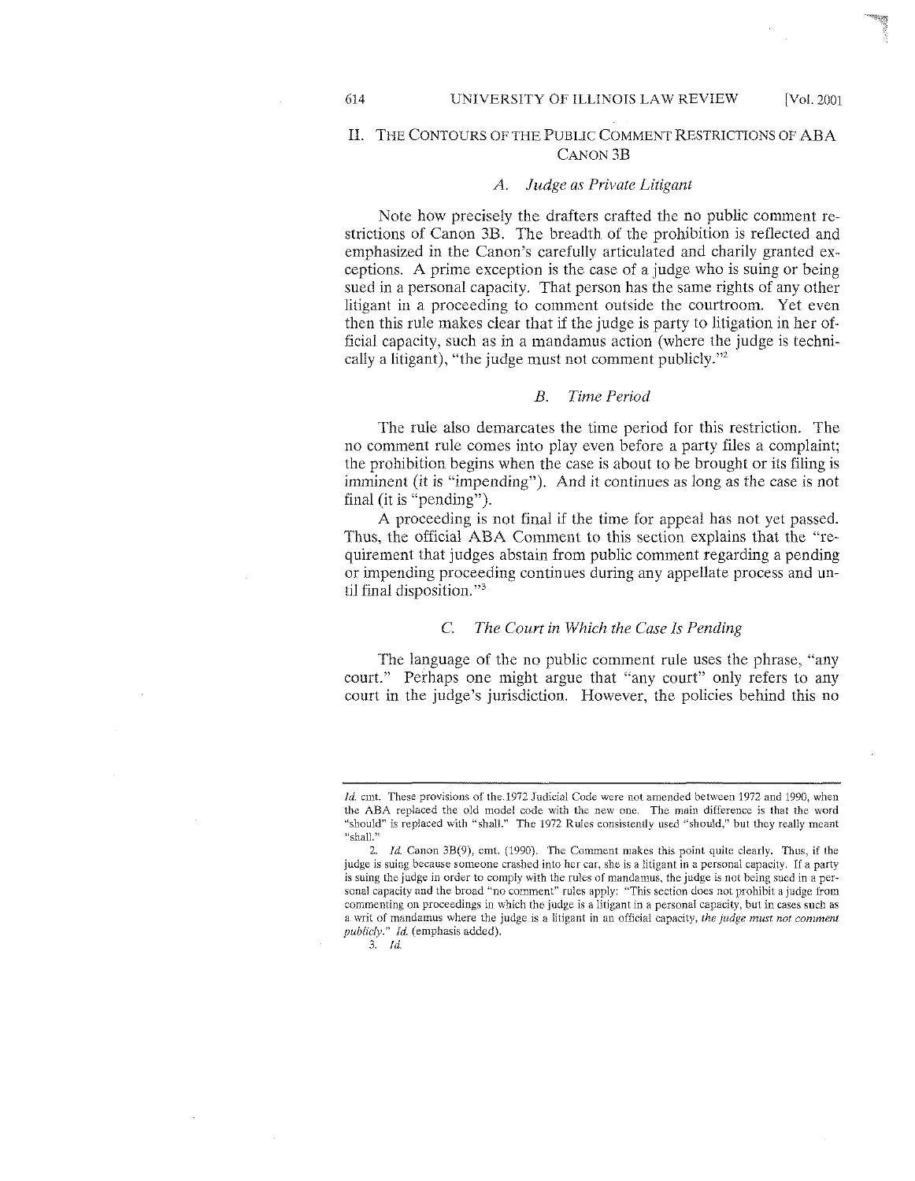## II. The Contours of the Public Comment Restrictions of ABA Canon 3B

### A. *Judge as Private Litigant*

Note how precisely the drafters crafted the no public comment restrictions of Canon 3B. The breadth of the prohibition is reflected and emphasized in the Canon's carefully articulated and charily granted exceptions. A prime exception is the case of a judge who is suing or being sued in a personal capacity. That person has the same rights of any other litigant in a proceeding to comment outside the courtroom. Yet even then this rule makes clear that if the judge is party to litigation in her official capacity, such as in a mandamus action (where the judge is technically a litigant), "the judge must not comment publicly."[2]

### B. *Time Period*

The rule also demarcates the time period for this restriction. The no comment rule comes into play even before a party files a complaint; the prohibition begins when the case is about to be brought or its filing is imminent (it is "impending"). And it continues as long as the case is not final (it is "pending").

A proceeding is not final if the time for appeal has not yet passed. Thus, the official ABA Comment to this section explains that the "requirement that judges abstain from public comment regarding a pending or impending proceeding continues during any appellate process and until final disposition."[3]

### C. *The Court in Which the Case Is Pending*

The language of the no public comment rule uses the phrase, "any court." Perhaps one might argue that "any court" only refers to any court in the judge's jurisdiction. However, the policies behind this no

---

*Id.* cmt. These provisions of the 1972 Judicial Code were not amended between 1972 and 1990, when the ABA replaced the old model code with the new one. The main difference is that the word "should" is replaced with "shall." The 1972 Rules consistently used "should," but they really meant "shall."

2. *Id.* Canon 3B(9), cmt. (1990). The Comment makes this point quite clearly. Thus, if the judge is suing because someone crashed into her car, she is a litigant in a personal capacity. If a party is suing the judge in order to comply with the rules of mandamus, the judge is not being sued in a personal capacity and the broad "no comment" rules apply: "This section does not prohibit a judge from commenting on proceedings in which the judge is a litigant in a personal capacity, but in cases such as a writ of mandamus where the judge is a litigant in an official capacity, *the judge must not comment publicly.*" *Id.* (emphasis added).

3. *Id.*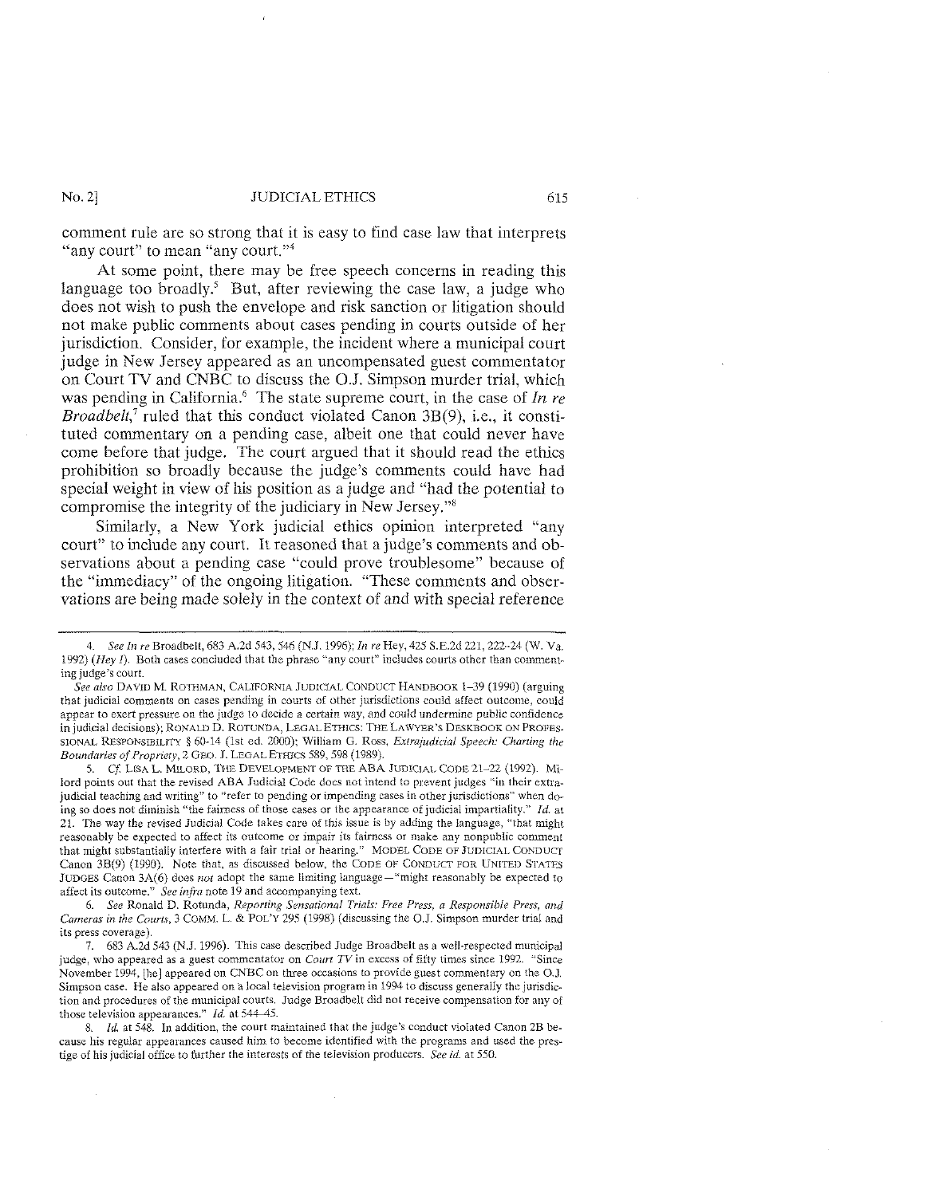comment rule are so strong that it is easy to find case law that interprets "any court" to mean "any court."[4]

At some point, there may be free speech concerns in reading this language too broadly.[5] But, after reviewing the case law, a judge who does not wish to push the envelope and risk sanction or litigation should not make public comments about cases pending in courts outside of her jurisdiction. Consider, for example, the incident where a municipal court judge in New Jersey appeared as an uncompensated guest commentator on Court TV and CNBC to discuss the O.J. Simpson murder trial, which was pending in California.[6] The state supreme court, in the case of *In re Broadbelt*,[7] ruled that this conduct violated Canon 3B(9), i.e., it constituted commentary on a pending case, albeit one that could never have come before that judge. The court argued that it should read the ethics prohibition so broadly because the judge's comments could have had special weight in view of his position as a judge and "had the potential to compromise the integrity of the judiciary in New Jersey."[8]

Similarly, a New York judicial ethics opinion interpreted "any court" to include any court. It reasoned that a judge's comments and observations about a pending case "could prove troublesome" because of the "immediacy" of the ongoing litigation. "These comments and observations are being made solely in the context of and with special reference

---

4. *See In re* Broadbelt, 683 A.2d 543, 546 (N.J. 1996); *In re* Hey, 425 S.E.2d 221, 222–24 (W. Va. 1992) (*Hey I*). Both cases concluded that the phrase "any court" includes courts other than commenting judge's court.

*See also* DAVID M. ROTHMAN, CALIFORNIA JUDICIAL CONDUCT HANDBOOK 1–39 (1990) (arguing that judicial comments on cases pending in courts of other jurisdictions could affect outcome, could appear to exert pressure on the judge to decide a certain way, and could undermine public confidence in judicial decisions); RONALD D. ROTUNDA, LEGAL ETHICS: THE LAWYER'S DESKBOOK ON PROFESSIONAL RESPONSIBILITY § 60-14 (1st ed. 2000); William G. Ross, *Extrajudicial Speech: Charting the Boundaries of Propriety*, 2 GEO. J. LEGAL ETHICS 589, 598 (1989).

5. *Cf.* LISA L. MILORD, THE DEVELOPMENT OF THE ABA JUDICIAL CODE 21–22 (1992). Milord points out that the revised ABA Judicial Code does not intend to prevent judges "in their extrajudicial teaching and writing" to "refer to pending or impending cases in other jurisdictions" when doing so does not diminish "the fairness of those cases or the appearance of judicial impartiality." *Id.* at 21. The way the revised Judicial Code takes care of this issue is by adding the language, "that might reasonably be expected to affect its outcome or impair its fairness or make any nonpublic comment that might substantially interfere with a fair trial or hearing." MODEL CODE OF JUDICIAL CONDUCT Canon 3B(9) (1990). Note that, as discussed below, the CODE OF CONDUCT FOR UNITED STATES JUDGES Canon 3A(6) does *not* adopt the same limiting language—"might reasonably be expected to affect its outcome." *See infra* note 19 and accompanying text.

6. *See* Ronald D. Rotunda, *Reporting Sensational Trials: Free Press, a Responsible Press, and Cameras in the Courts*, 3 COMM. L. & POL'Y 295 (1998) (discussing the O.J. Simpson murder trial and its press coverage).

7. 683 A.2d 543 (N.J. 1996). This case described Judge Broadbelt as a well-respected municipal judge, who appeared as a guest commentator on *Court TV* in excess of fifty times since 1992. "Since November 1994, [he] appeared on CNBC on three occasions to provide guest commentary on the O.J. Simpson case. He also appeared on a local television program in 1994 to discuss generally the jurisdiction and procedures of the municipal courts. Judge Broadbelt did not receive compensation for any of those television appearances." *Id.* at 544–45.

8. *Id.* at 548. In addition, the court maintained that the judge's conduct violated Canon 2B because his regular appearances caused him to become identified with the programs and used the prestige of his judicial office to further the interests of the television producers. *See id.* at 550.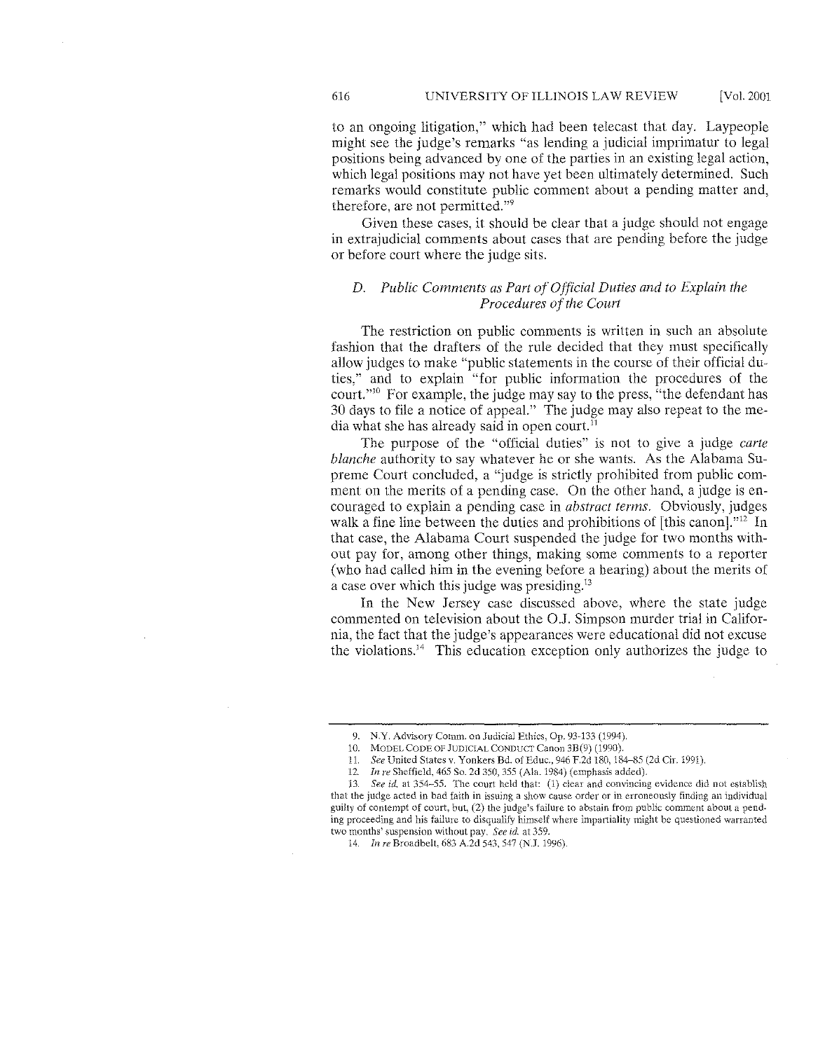to an ongoing litigation," which had been telecast that day. Laypeople might see the judge's remarks "as lending a judicial imprimatur to legal positions being advanced by one of the parties in an existing legal action, which legal positions may not have yet been ultimately determined. Such remarks would constitute public comment about a pending matter and, therefore, are not permitted."[9]

Given these cases, it should be clear that a judge should not engage in extrajudicial comments about cases that are pending before the judge or before court where the judge sits.

### D. *Public Comments as Part of Official Duties and to Explain the Procedures of the Court*

The restriction on public comments is written in such an absolute fashion that the drafters of the rule decided that they must specifically allow judges to make "public statements in the course of their official duties," and to explain "for public information the procedures of the court."[10] For example, the judge may say to the press, "the defendant has 30 days to file a notice of appeal." The judge may also repeat to the media what she has already said in open court.[11]

The purpose of the "official duties" is not to give a judge *carte blanche* authority to say whatever he or she wants. As the Alabama Supreme Court concluded, a "judge is strictly prohibited from public comment on the merits of a pending case. On the other hand, a judge is encouraged to explain a pending case in *abstract terms.* Obviously, judges walk a fine line between the duties and prohibitions of [this canon]."[12] In that case, the Alabama Court suspended the judge for two months without pay for, among other things, making some comments to a reporter (who had called him in the evening before a hearing) about the merits of a case over which this judge was presiding.[13]

In the New Jersey case discussed above, where the state judge commented on television about the O.J. Simpson murder trial in California, the fact that the judge's appearances were educational did not excuse the violations.[14] This education exception only authorizes the judge to

---

9. N.Y. Advisory Comm. on Judicial Ethics, Op. 93-133 (1994).

10. MODEL CODE OF JUDICIAL CONDUCT Canon 3B(9) (1990).

11. *See* United States v. Yonkers Bd. of Educ., 946 F.2d 180, 184–85 (2d Cir. 1991).

12. *In re* Sheffield, 465 So. 2d 350, 355 (Ala. 1984) (emphasis added).

13. *See id.* at 354–55. The court held that: (1) clear and convincing evidence did not establish that the judge acted in bad faith in issuing a show cause order or in erroneously finding an individual guilty of contempt of court, but, (2) the judge's failure to abstain from public comment about a pending proceeding and his failure to disqualify himself where impartiality might be questioned warranted two months' suspension without pay. *See id.* at 359.

14. *In re* Broadbelt, 683 A.2d 543, 547 (N.J. 1996).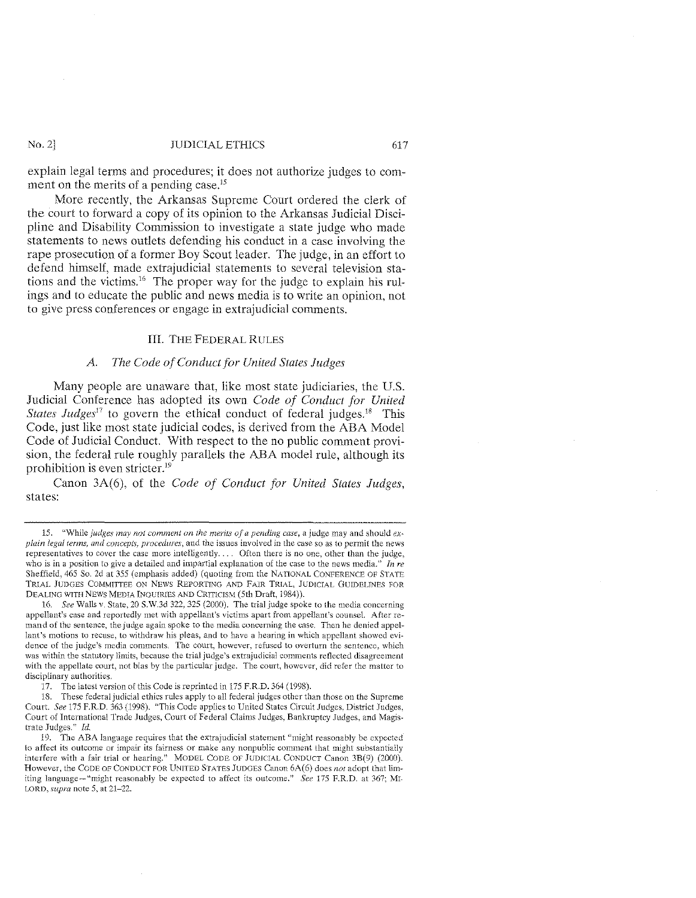explain legal terms and procedures; it does not authorize judges to comment on the merits of a pending case.[15]

More recently, the Arkansas Supreme Court ordered the clerk of the court to forward a copy of its opinion to the Arkansas Judicial Discipline and Disability Commission to investigate a state judge who made statements to news outlets defending his conduct in a case involving the rape prosecution of a former Boy Scout leader. The judge, in an effort to defend himself, made extrajudicial statements to several television stations and the victims.[16] The proper way for the judge to explain his rulings and to educate the public and news media is to write an opinion, not to give press conferences or engage in extrajudicial comments.

## III. THE FEDERAL RULES

### *A. The Code of Conduct for United States Judges*

Many people are unaware that, like most state judiciaries, the U.S. Judicial Conference has adopted its own *Code of Conduct for United States Judges*[17] to govern the ethical conduct of federal judges.[18] This Code, just like most state judicial codes, is derived from the ABA Model Code of Judicial Conduct. With respect to the no public comment provision, the federal rule roughly parallels the ABA model rule, although its prohibition is even stricter.[19]

Canon 3A(6), of the *Code of Conduct for United States Judges*, states:

---

15. "While *judges may not comment on the merits of a pending case*, a judge may and should *explain legal terms, and concepts, procedures*, and the issues involved in the case so as to permit the news representatives to cover the case more intelligently. . . . Often there is no one, other than the judge, who is in a position to give a detailed and impartial explanation of the case to the news media." *In re* Sheffield, 465 So. 2d at 355 (emphasis added) (quoting from the NATIONAL CONFERENCE OF STATE TRIAL JUDGES COMMITTEE ON NEWS REPORTING AND FAIR TRIAL, JUDICIAL GUIDELINES FOR DEALING WITH NEWS MEDIA INQUIRIES AND CRITICISM (5th Draft, 1984)).

16. *See* Walls v. State, 20 S.W.3d 322, 325 (2000). The trial judge spoke to the media concerning appellant's case and reportedly met with appellant's victims apart from appellant's counsel. After remand of the sentence, the judge again spoke to the media concerning the case. Then he denied appellant's motions to recuse, to withdraw his pleas, and to have a hearing in which appellant showed evidence of the judge's media comments. The court, however, refused to overturn the sentence, which was within the statutory limits, because the trial judge's extrajudicial comments reflected disagreement with the appellate court, not bias by the particular judge. The court, however, did refer the matter to disciplinary authorities.

17. The latest version of this Code is reprinted in 175 F.R.D. 364 (1998).

18. These federal judicial ethics rules apply to all federal judges other than those on the Supreme Court. *See* 175 F.R.D. 363 (1998). "This Code applies to United States Circuit Judges, District Judges, Court of International Trade Judges, Court of Federal Claims Judges, Bankruptcy Judges, and Magistrate Judges." *Id.*

19. The ABA language requires that the extrajudicial statement "might reasonably be expected to affect its outcome or impair its fairness or make any nonpublic comment that might substantially interfere with a fair trial or hearing." MODEL CODE OF JUDICIAL CONDUCT Canon 3B(9) (2000). However, the CODE OF CONDUCT FOR UNITED STATES JUDGES Canon 6A(6) does *not* adopt that limiting language—"might reasonably be expected to affect its outcome." *See* 175 F.R.D. at 367; MILORD, *supra* note 5, at 21–22.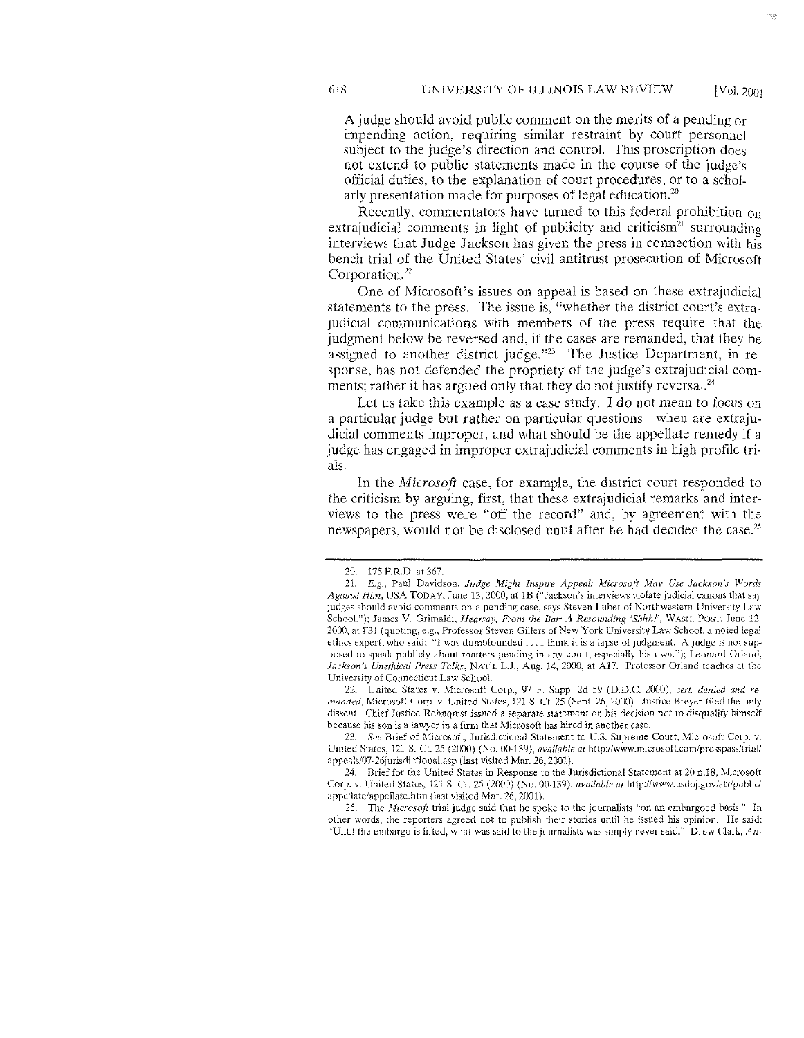A judge should avoid public comment on the merits of a pending or impending action, requiring similar restraint by court personnel subject to the judge's direction and control. This proscription does not extend to public statements made in the course of the judge's official duties, to the explanation of court procedures, or to a scholarly presentation made for purposes of legal education.[20]

Recently, commentators have turned to this federal prohibition on extrajudicial comments in light of publicity and criticism[21] surrounding interviews that Judge Jackson has given the press in connection with his bench trial of the United States' civil antitrust prosecution of Microsoft Corporation.[22]

One of Microsoft's issues on appeal is based on these extrajudicial statements to the press. The issue is, "whether the district court's extrajudicial communications with members of the press require that the judgment below be reversed and, if the cases are remanded, that they be assigned to another district judge."[23] The Justice Department, in response, has not defended the propriety of the judge's extrajudicial comments; rather it has argued only that they do not justify reversal.[24]

Let us take this example as a case study. I do not mean to focus on a particular judge but rather on particular questions—when are extrajudicial comments improper, and what should be the appellate remedy if a judge has engaged in improper extrajudicial comments in high profile trials.

In the *Microsoft* case, for example, the district court responded to the criticism by arguing, first, that these extrajudicial remarks and interviews to the press were "off the record" and, by agreement with the newspapers, would not be disclosed until after he had decided the case.[25]

---

20. 175 F.R.D. at 367.

21. *E.g.*, Paul Davidson, *Judge Might Inspire Appeal: Microsoft May Use Jackson's Words Against Him*, USA TODAY, June 13, 2000, at 1B ("Jackson's interviews violate judicial canons that say judges should avoid comments on a pending case, says Steven Lubet of Northwestern University Law School."); James V. Grimaldi, *Hearsay; From the Bar: A Resounding 'Shhh!'*, WASH. POST, June 12, 2000, at F31 (quoting, e.g., Professor Steven Gillers of New York University Law School, a noted legal ethics expert, who said: "I was dumbfounded . . . I think it is a lapse of judgment. A judge is not supposed to speak publicly about matters pending in any court, especially his own."); Leonard Orland, *Jackson's Unethical Press Talks*, NAT'L L.J., Aug. 14, 2000, at A17. Professor Orland teaches at the University of Connecticut Law School.

22. United States v. Microsoft Corp., 97 F. Supp. 2d 59 (D.D.C. 2000), *cert. denied and remanded*, Microsoft Corp. v. United States, 121 S. Ct. 25 (Sept. 26, 2000). Justice Breyer filed the only dissent. Chief Justice Rehnquist issued a separate statement on his decision not to disqualify himself because his son is a lawyer in a firm that Microsoft has hired in another case.

23. *See* Brief of Microsoft, Jurisdictional Statement to U.S. Supreme Court, Microsoft Corp. v. United States, 121 S. Ct. 25 (2000) (No. 00-139), *available at* http://www.microsoft.com/presspass/trial/appeals/07-26jurisdictional.asp (last visited Mar. 26, 2001).

24. Brief for the United States in Response to the Jurisdictional Statement at 20 n.18, Microsoft Corp. v. United States, 121 S. Ct. 25 (2000) (No. 00-139), *available at* http://www.usdoj.gov/atr/public/appellate/appellate.htm (last visited Mar. 26, 2001).

25. The *Microsoft* trial judge said that he spoke to the journalists "on an embargoed basis." In other words, the reporters agreed not to publish their stories until he issued his opinion. He said: "Until the embargo is lifted, what was said to the journalists was simply never said." Drew Clark, *An-*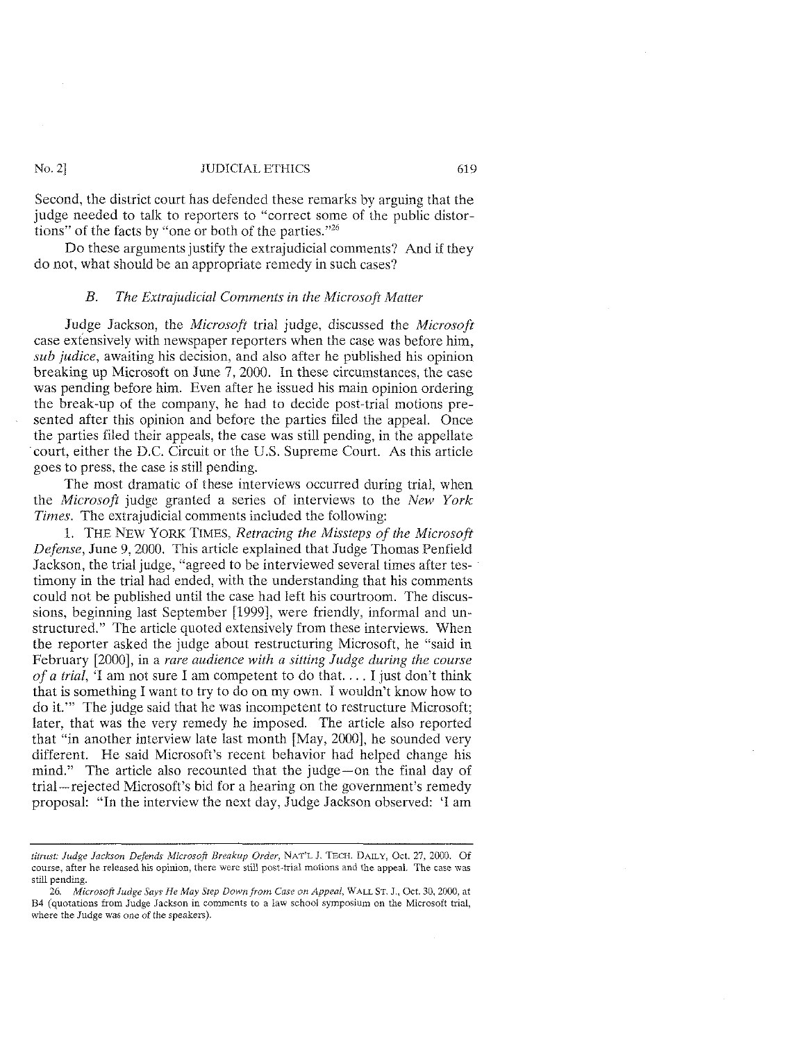Second, the district court has defended these remarks by arguing that the judge needed to talk to reporters to "correct some of the public distortions" of the facts by "one or both of the parties."[26]

Do these arguments justify the extrajudicial comments? And if they do not, what should be an appropriate remedy in such cases?

### *B. The Extrajudicial Comments in the Microsoft Matter*

Judge Jackson, the *Microsoft* trial judge, discussed the *Microsoft* case extensively with newspaper reporters when the case was before him, *sub judice*, awaiting his decision, and also after he published his opinion breaking up Microsoft on June 7, 2000. In these circumstances, the case was pending before him. Even after he issued his main opinion ordering the break-up of the company, he had to decide post-trial motions presented after this opinion and before the parties filed the appeal. Once the parties filed their appeals, the case was still pending, in the appellate court, either the D.C. Circuit or the U.S. Supreme Court. As this article goes to press, the case is still pending.

The most dramatic of these interviews occurred during trial, when the *Microsoft* judge granted a series of interviews to the *New York Times*. The extrajudicial comments included the following:

1. THE NEW YORK TIMES, *Retracing the Missteps of the Microsoft Defense*, June 9, 2000. This article explained that Judge Thomas Penfield Jackson, the trial judge, "agreed to be interviewed several times after testimony in the trial had ended, with the understanding that his comments could not be published until the case had left his courtroom. The discussions, beginning last September [1999], were friendly, informal and unstructured." The article quoted extensively from these interviews. When the reporter asked the judge about restructuring Microsoft, he "said in February [2000], in a *rare audience with a sitting Judge during the course of a trial*, 'I am not sure I am competent to do that. . . . I just don't think that is something I want to try to do on my own. I wouldn't know how to do it.'" The judge said that he was incompetent to restructure Microsoft; later, that was the very remedy he imposed. The article also reported that "in another interview late last month [May, 2000], he sounded very different. He said Microsoft's recent behavior had helped change his mind." The article also recounted that the judge—on the final day of trial—rejected Microsoft's bid for a hearing on the government's remedy proposal: "In the interview the next day, Judge Jackson observed: 'I am

---

*titrust: Judge Jackson Defends Microsoft Breakup Order*, NAT'L J. TECH. DAILY, Oct. 27, 2000. Of course, after he released his opinion, there were still post-trial motions and the appeal. The case was still pending.

26. *Microsoft Judge Says He May Step Down from Case on Appeal*, WALL ST. J., Oct. 30, 2000, at B4 (quotations from Judge Jackson in comments to a law school symposium on the Microsoft trial, where the Judge was one of the speakers).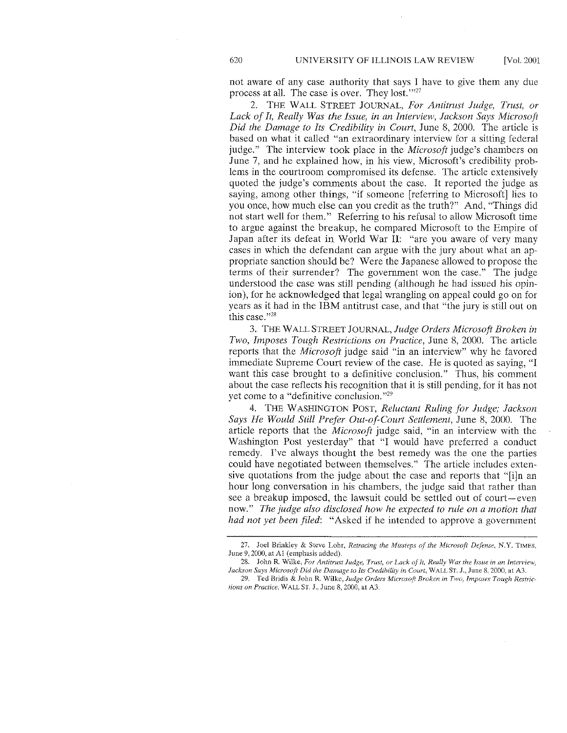not aware of any case authority that says I have to give them any due process at all. The case is over. They lost.'"[27]

2. THE WALL STREET JOURNAL, *For Antitrust Judge, Trust, or Lack of It, Really Was the Issue, in an Interview, Jackson Says Microsoft Did the Damage to Its Credibility in Court*, June 8, 2000. The article is based on what it called "an extraordinary interview for a sitting federal judge." The interview took place in the *Microsoft* judge's chambers on June 7, and he explained how, in his view, Microsoft's credibility problems in the courtroom compromised its defense. The article extensively quoted the judge's comments about the case. It reported the judge as saying, among other things, "if someone [referring to Microsoft] lies to you once, how much else can you credit as the truth?" And, "Things did not start well for them." Referring to his refusal to allow Microsoft time to argue against the breakup, he compared Microsoft to the Empire of Japan after its defeat in World War II: "are you aware of very many cases in which the defendant can argue with the jury about what an appropriate sanction should be? Were the Japanese allowed to propose the terms of their surrender? The government won the case." The judge understood the case was still pending (although he had issued his opinion), for he acknowledged that legal wrangling on appeal could go on for years as it had in the IBM antitrust case, and that "the jury is still out on this case."[28]

3. THE WALL STREET JOURNAL, *Judge Orders Microsoft Broken in Two, Imposes Tough Restrictions on Practice*, June 8, 2000. The article reports that the *Microsoft* judge said "in an interview" why he favored immediate Supreme Court review of the case. He is quoted as saying, "I want this case brought to a definitive conclusion." Thus, his comment about the case reflects his recognition that it is still pending, for it has not yet come to a "definitive conclusion."[29]

4. THE WASHINGTON POST, *Reluctant Ruling for Judge; Jackson Says He Would Still Prefer Out-of-Court Settlement*, June 8, 2000. The article reports that the *Microsoft* judge said, "in an interview with the Washington Post yesterday" that "I would have preferred a conduct remedy. I've always thought the best remedy was the one the parties could have negotiated between themselves." The article includes extensive quotations from the judge about the case and reports that "[i]n an hour long conversation in his chambers, the judge said that rather than see a breakup imposed, the lawsuit could be settled out of court—even now." *The judge also disclosed how he expected to rule on a motion that had not yet been filed*: "Asked if he intended to approve a government

---

27. Joel Brinkley & Steve Lohr, *Retracing the Missteps of the Microsoft Defense*, N.Y. TIMES, June 9, 2000, at A1 (emphasis added).

28. John R. Wilke, *For Antitrust Judge, Trust, or Lack of It, Really Was the Issue in an Interview, Jackson Says Microsoft Did the Damage to Its Credibility in Court*, WALL ST. J., June 8, 2000, at A3.

29. Ted Bridis & John R. Wilke, *Judge Orders Microsoft Broken in Two, Imposes Tough Restrictions on Practice*, WALL ST. J., June 8, 2000, at A3.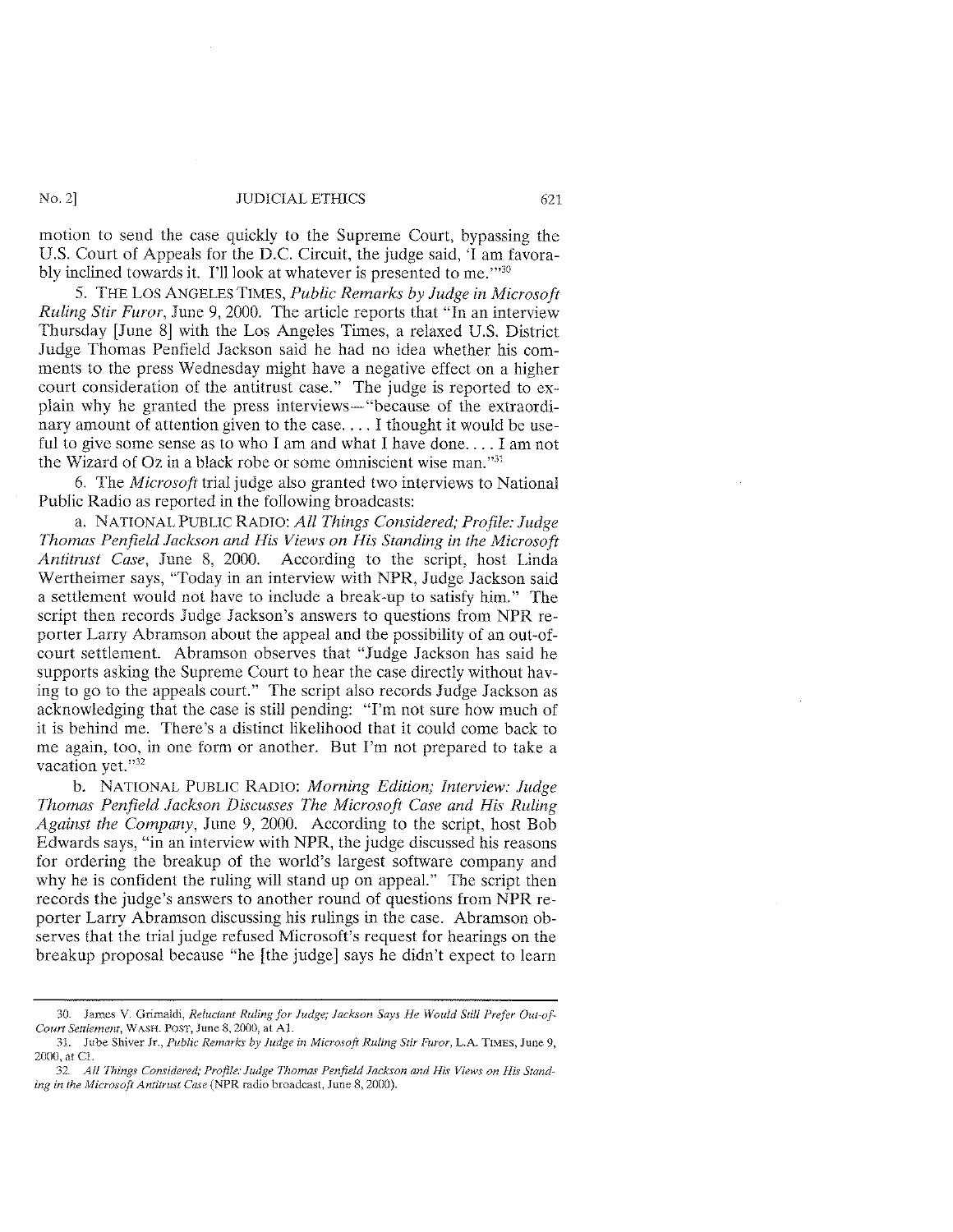motion to send the case quickly to the Supreme Court, bypassing the U.S. Court of Appeals for the D.C. Circuit, the judge said, 'I am favorably inclined towards it. I'll look at whatever is presented to me.'"[30]

5. THE LOS ANGELES TIMES, *Public Remarks by Judge in Microsoft Ruling Stir Furor*, June 9, 2000. The article reports that "In an interview Thursday [June 8] with the Los Angeles Times, a relaxed U.S. District Judge Thomas Penfield Jackson said he had no idea whether his comments to the press Wednesday might have a negative effect on a higher court consideration of the antitrust case." The judge is reported to explain why he granted the press interviews—"because of the extraordinary amount of attention given to the case.... I thought it would be useful to give some sense as to who I am and what I have done.... I am not the Wizard of Oz in a black robe or some omniscient wise man."[31]

6. The *Microsoft* trial judge also granted two interviews to National Public Radio as reported in the following broadcasts:

a. NATIONAL PUBLIC RADIO: *All Things Considered; Profile: Judge Thomas Penfield Jackson and His Views on His Standing in the Microsoft Antitrust Case*, June 8, 2000. According to the script, host Linda Wertheimer says, "Today in an interview with NPR, Judge Jackson said a settlement would not have to include a break-up to satisfy him." The script then records Judge Jackson's answers to questions from NPR reporter Larry Abramson about the appeal and the possibility of an out-of-court settlement. Abramson observes that "Judge Jackson has said he supports asking the Supreme Court to hear the case directly without having to go to the appeals court." The script also records Judge Jackson as acknowledging that the case is still pending: "I'm not sure how much of it is behind me. There's a distinct likelihood that it could come back to me again, too, in one form or another. But I'm not prepared to take a vacation yet."[32]

b. NATIONAL PUBLIC RADIO: *Morning Edition; Interview: Judge Thomas Penfield Jackson Discusses The Microsoft Case and His Ruling Against the Company*, June 9, 2000. According to the script, host Bob Edwards says, "in an interview with NPR, the judge discussed his reasons for ordering the breakup of the world's largest software company and why he is confident the ruling will stand up on appeal." The script then records the judge's answers to another round of questions from NPR reporter Larry Abramson discussing his rulings in the case. Abramson observes that the trial judge refused Microsoft's request for hearings on the breakup proposal because "he [the judge] says he didn't expect to learn

---

30. James V. Grimaldi, *Reluctant Ruling for Judge; Jackson Says He Would Still Prefer Out-of-Court Settlement*, WASH. POST, June 8, 2000, at A1.

31. Jube Shiver Jr., *Public Remarks by Judge in Microsoft Ruling Stir Furor*, L.A. TIMES, June 9, 2000, at C1.

32. *All Things Considered; Profile: Judge Thomas Penfield Jackson and His Views on His Standing in the Microsoft Antitrust Case* (NPR radio broadcast, June 8, 2000).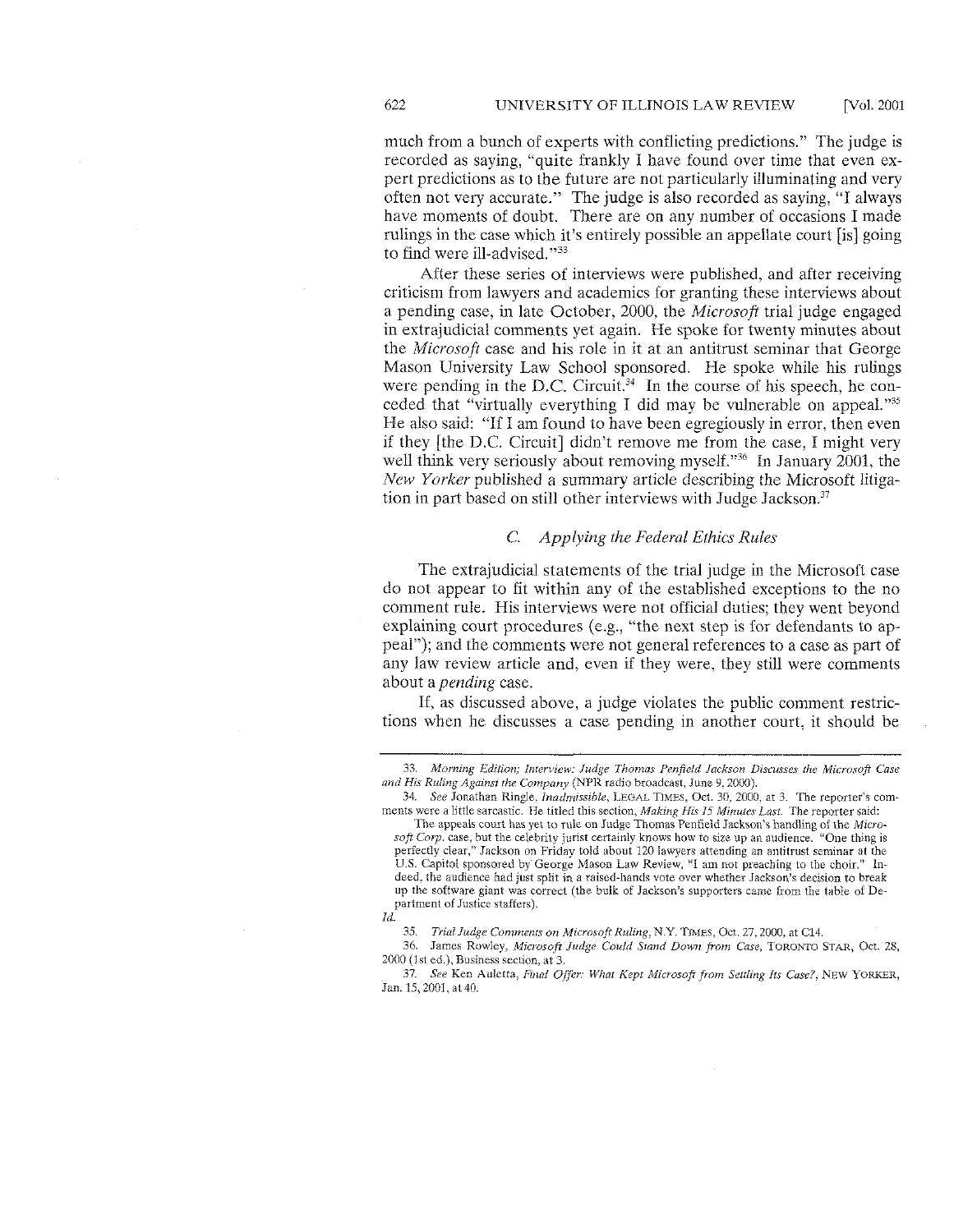much from a bunch of experts with conflicting predictions." The judge is recorded as saying, "quite frankly I have found over time that even expert predictions as to the future are not particularly illuminating and very often not very accurate." The judge is also recorded as saying, "I always have moments of doubt. There are on any number of occasions I made rulings in the case which it's entirely possible an appellate court [is] going to find were ill-advised."[33]

After these series of interviews were published, and after receiving criticism from lawyers and academics for granting these interviews about a pending case, in late October, 2000, the *Microsoft* trial judge engaged in extrajudicial comments yet again. He spoke for twenty minutes about the *Microsoft* case and his role in it at an antitrust seminar that George Mason University Law School sponsored. He spoke while his rulings were pending in the D.C. Circuit.[34] In the course of his speech, he conceded that "virtually everything I did may be vulnerable on appeal."[35] He also said: "If I am found to have been egregiously in error, then even if they [the D.C. Circuit] didn't remove me from the case, I might very well think very seriously about removing myself."[36] In January 2001, the *New Yorker* published a summary article describing the Microsoft litigation in part based on still other interviews with Judge Jackson.[37]

### C. *Applying the Federal Ethics Rules*

The extrajudicial statements of the trial judge in the Microsoft case do not appear to fit within any of the established exceptions to the no comment rule. His interviews were not official duties; they went beyond explaining court procedures (e.g., "the next step is for defendants to appeal"); and the comments were not general references to a case as part of any law review article and, even if they were, they still were comments about a *pending* case.

If, as discussed above, a judge violates the public comment restrictions when he discusses a case pending in another court, it should be

---

33. *Morning Edition; Interview: Judge Thomas Penfield Jackson Discusses the Microsoft Case and His Ruling Against the Company* (NPR radio broadcast, June 9, 2000).

34. *See* Jonathan Ringle, *Inadmissible*, LEGAL TIMES, Oct. 30, 2000, at 3. The reporter's comments were a little sarcastic. He titled this section, *Making His 15 Minutes Last*. The reporter said:

> The appeals court has yet to rule on Judge Thomas Penfield Jackson's handling of the *Microsoft Corp.* case, but the celebrity jurist certainly knows how to size up an audience. "One thing is perfectly clear," Jackson on Friday told about 120 lawyers attending an antitrust seminar at the U.S. Capitol sponsored by George Mason Law Review, "I am not preaching to the choir." Indeed, the audience had just split in a raised-hands vote over whether Jackson's decision to break up the software giant was correct (the bulk of Jackson's supporters came from the table of Department of Justice staffers).

*Id.*

35. *Trial Judge Comments on Microsoft Ruling*, N.Y. TIMES, Oct. 27, 2000, at C14.

36. James Rowley, *Microsoft Judge Could Stand Down from Case*, TORONTO STAR, Oct. 28, 2000 (1st ed.), Business section, at 3.

37. *See* Ken Auletta, *Final Offer: What Kept Microsoft from Settling Its Case?*, NEW YORKER, Jan. 15, 2001, at 40.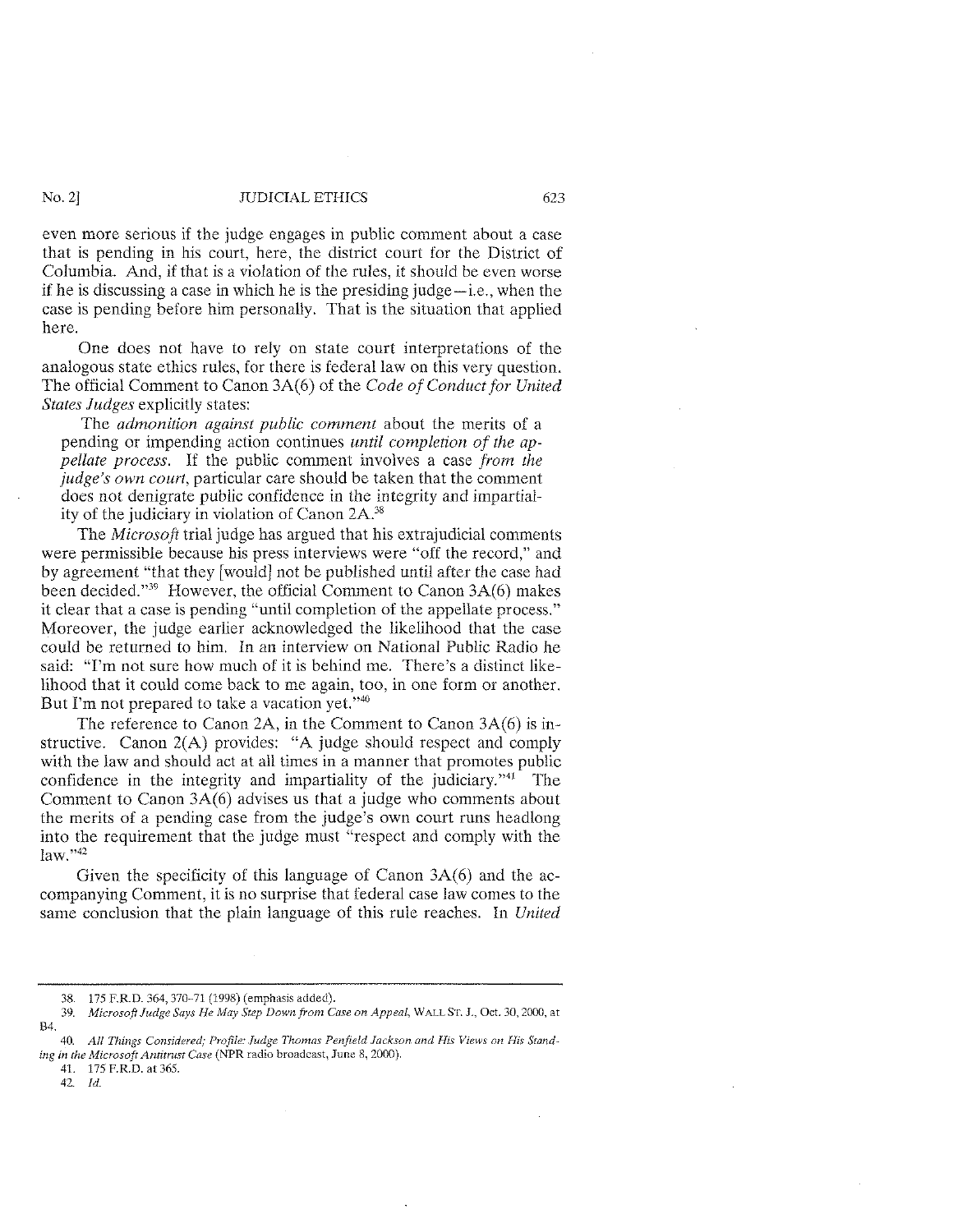even more serious if the judge engages in public comment about a case that is pending in his court, here, the district court for the District of Columbia. And, if that is a violation of the rules, it should be even worse if he is discussing a case in which he is the presiding judge—i.e., when the case is pending before him personally. That is the situation that applied here.

One does not have to rely on state court interpretations of the analogous state ethics rules, for there is federal law on this very question. The official Comment to Canon 3A(6) of the *Code of Conduct for United States Judges* explicitly states:

> The *admonition against public comment* about the merits of a pending or impending action continues *until completion of the appellate process*. If the public comment involves a case *from the judge's own court*, particular care should be taken that the comment does not denigrate public confidence in the integrity and impartiality of the judiciary in violation of Canon 2A.[38]

The *Microsoft* trial judge has argued that his extrajudicial comments were permissible because his press interviews were "off the record," and by agreement "that they [would] not be published until after the case had been decided."[39] However, the official Comment to Canon 3A(6) makes it clear that a case is pending "until completion of the appellate process." Moreover, the judge earlier acknowledged the likelihood that the case could be returned to him. In an interview on National Public Radio he said: "I'm not sure how much of it is behind me. There's a distinct likelihood that it could come back to me again, too, in one form or another. But I'm not prepared to take a vacation yet."[40]

The reference to Canon 2A, in the Comment to Canon 3A(6) is instructive. Canon 2(A) provides: "A judge should respect and comply with the law and should act at all times in a manner that promotes public confidence in the integrity and impartiality of the judiciary."[41] The Comment to Canon 3A(6) advises us that a judge who comments about the merits of a pending case from the judge's own court runs headlong into the requirement that the judge must "respect and comply with the law."[42]

Given the specificity of this language of Canon 3A(6) and the accompanying Comment, it is no surprise that federal case law comes to the same conclusion that the plain language of this rule reaches. In *United*

---

38. 175 F.R.D. 364, 370–71 (1998) (emphasis added).

39. *Microsoft Judge Says He May Step Down from Case on Appeal*, WALL ST. J., Oct. 30, 2000, at B4.

40. *All Things Considered; Profile: Judge Thomas Penfield Jackson and His Views on His Standing in the Microsoft Antitrust Case* (NPR radio broadcast, June 8, 2000).

41. 175 F.R.D. at 365.

42. *Id.*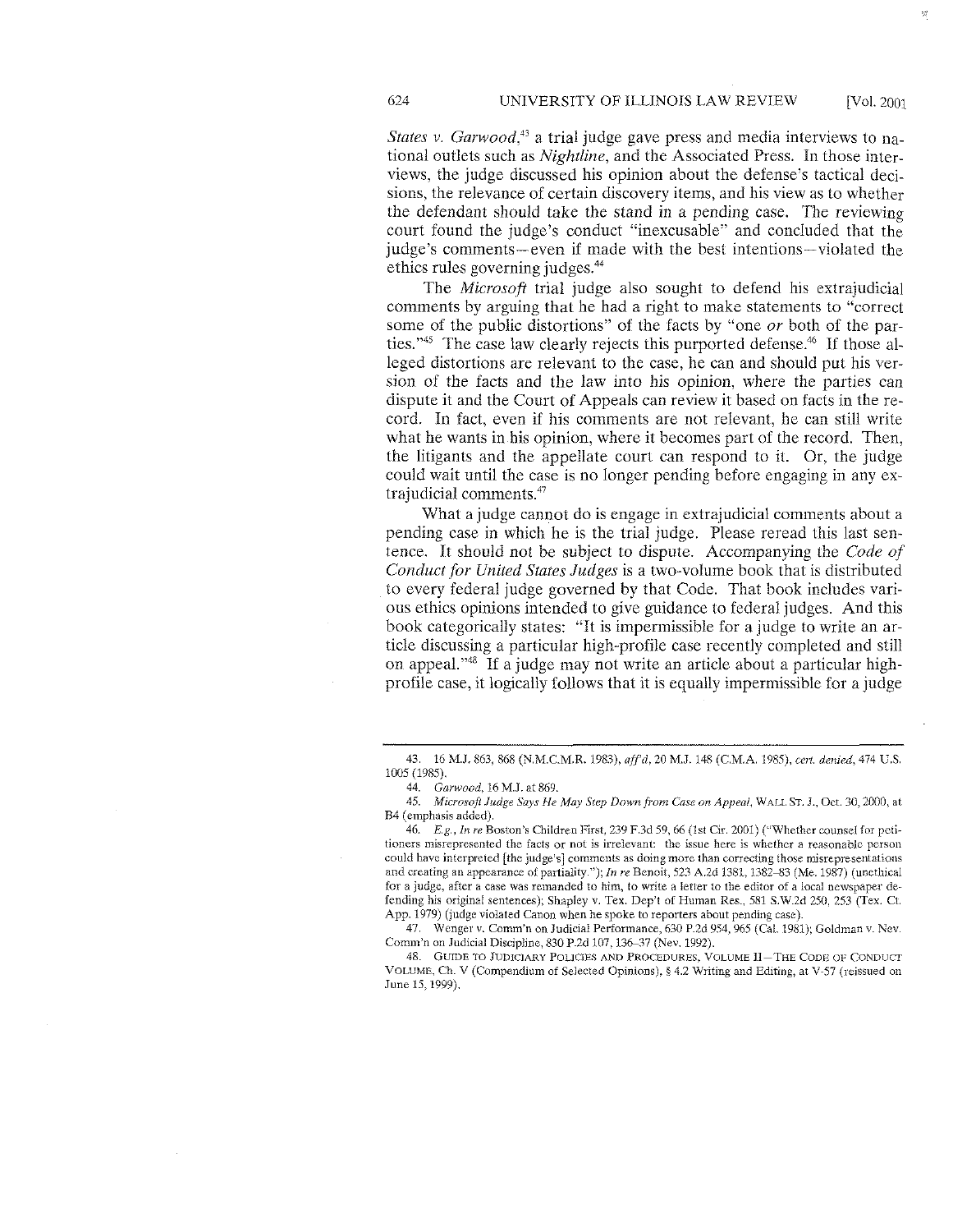*States v. Garwood*,[43] a trial judge gave press and media interviews to national outlets such as *Nightline*, and the Associated Press. In those interviews, the judge discussed his opinion about the defense's tactical decisions, the relevance of certain discovery items, and his view as to whether the defendant should take the stand in a pending case. The reviewing court found the judge's conduct "inexcusable" and concluded that the judge's comments—even if made with the best intentions—violated the ethics rules governing judges.[44]

The *Microsoft* trial judge also sought to defend his extrajudicial comments by arguing that he had a right to make statements to "correct some of the public distortions" of the facts by "one *or* both of the parties."[45] The case law clearly rejects this purported defense.[46] If those alleged distortions are relevant to the case, he can and should put his version of the facts and the law into his opinion, where the parties can dispute it and the Court of Appeals can review it based on facts in the record. In fact, even if his comments are not relevant, he can still write what he wants in his opinion, where it becomes part of the record. Then, the litigants and the appellate court can respond to it. Or, the judge could wait until the case is no longer pending before engaging in any extrajudicial comments.[47]

What a judge cannot do is engage in extrajudicial comments about a pending case in which he is the trial judge. Please reread this last sentence. It should not be subject to dispute. Accompanying the *Code of Conduct for United States Judges* is a two-volume book that is distributed to every federal judge governed by that Code. That book includes various ethics opinions intended to give guidance to federal judges. And this book categorically states: "It is impermissible for a judge to write an article discussing a particular high-profile case recently completed and still on appeal."[48] If a judge may not write an article about a particular high-profile case, it logically follows that it is equally impermissible for a judge

---

43. 16 M.J. 863, 868 (N.M.C.M.R. 1983), *aff'd*, 20 M.J. 148 (C.M.A. 1985), *cert. denied*, 474 U.S. 1005 (1985).

44. *Garwood*, 16 M.J. at 869.

45. *Microsoft Judge Says He May Step Down from Case on Appeal*, WALL ST. J., Oct. 30, 2000, at B4 (emphasis added).

46. *E.g.*, *In re* Boston's Children First, 239 F.3d 59, 66 (1st Cir. 2001) ("Whether counsel for petitioners misrepresented the facts or not is irrelevant: the issue here is whether a reasonable person could have interpreted [the judge's] comments as doing more than correcting those misrepresentations and creating an appearance of partiality."); *In re* Benoit, 523 A.2d 1381, 1382–83 (Me. 1987) (unethical for a judge, after a case was remanded to him, to write a letter to the editor of a local newspaper defending his original sentences); Shapley v. Tex. Dep't of Human Res., 581 S.W.2d 250, 253 (Tex. Ct. App. 1979) (judge violated Canon when he spoke to reporters about pending case).

47. Wenger v. Comm'n on Judicial Performance, 630 P.2d 954, 965 (Cal. 1981); Goldman v. Nev. Comm'n on Judicial Discipline, 830 P.2d 107, 136–37 (Nev. 1992).

48. GUIDE TO JUDICIARY POLICIES AND PROCEDURES, VOLUME II—THE CODE OF CONDUCT VOLUME, Ch. V (Compendium of Selected Opinions), § 4.2 Writing and Editing, at V-57 (reissued on June 15, 1999).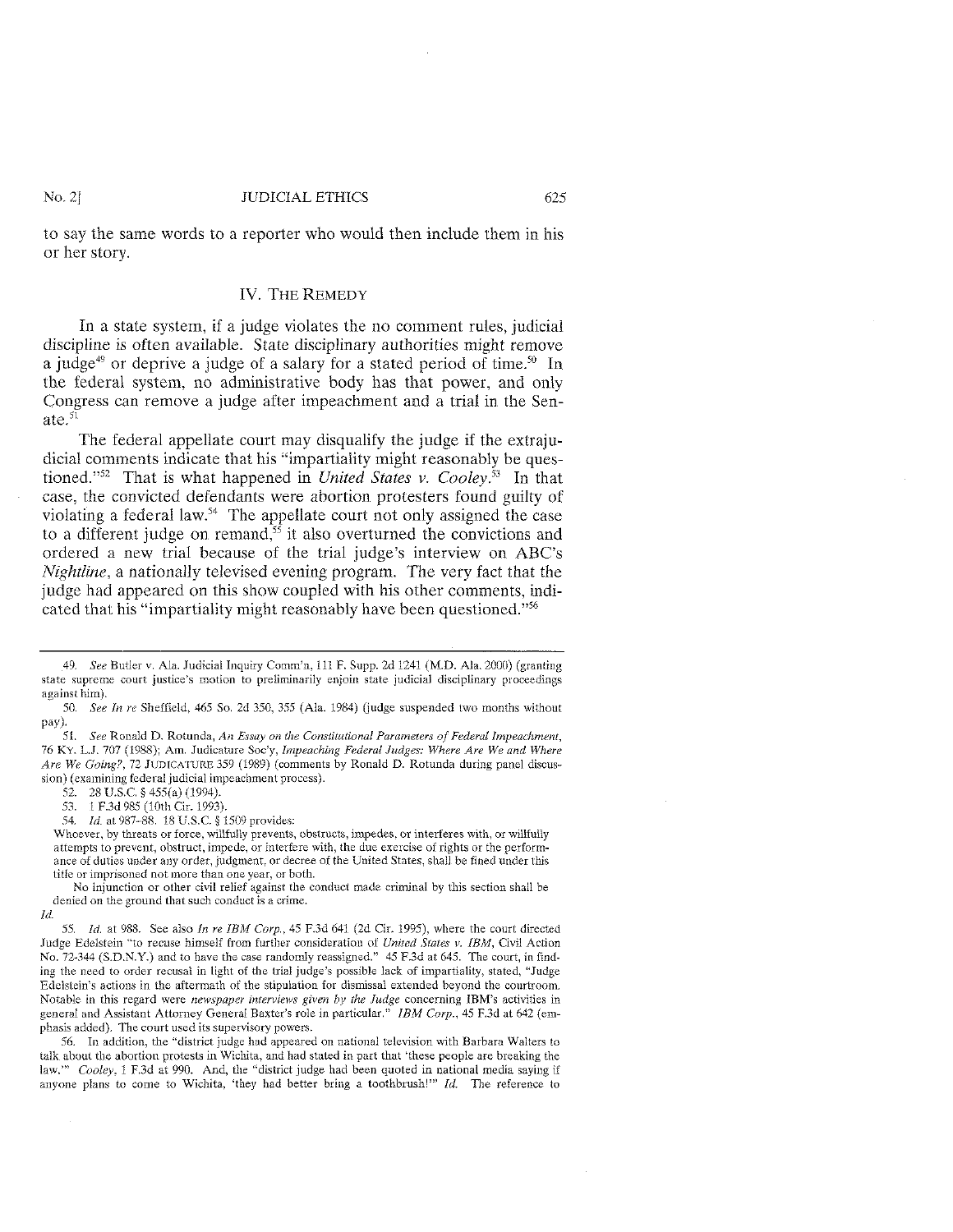to say the same words to a reporter who would then include them in his or her story.

## IV. The Remedy

In a state system, if a judge violates the no comment rules, judicial discipline is often available. State disciplinary authorities might remove a judge[49] or deprive a judge of a salary for a stated period of time.[50] In the federal system, no administrative body has that power, and only Congress can remove a judge after impeachment and a trial in the Senate.[51]

The federal appellate court may disqualify the judge if the extrajudicial comments indicate that his "impartiality might reasonably be questioned."[52] That is what happened in *United States v. Cooley*.[53] In that case, the convicted defendants were abortion protesters found guilty of violating a federal law.[54] The appellate court not only assigned the case to a different judge on remand,[55] it also overturned the convictions and ordered a new trial because of the trial judge's interview on ABC's *Nightline*, a nationally televised evening program. The very fact that the judge had appeared on this show coupled with his other comments, indicated that his "impartiality might reasonably have been questioned."[56]

---

49. *See* Butler v. Ala. Judicial Inquiry Comm'n, 111 F. Supp. 2d 1241 (M.D. Ala. 2000) (granting state supreme court justice's motion to preliminarily enjoin state judicial disciplinary proceedings against him).

50. *See In re* Sheffield, 465 So. 2d 350, 355 (Ala. 1984) (judge suspended two months without pay).

51. *See* Ronald D. Rotunda, *An Essay on the Constitutional Parameters of Federal Impeachment*, 76 Ky. L.J. 707 (1988); Am. Judicature Soc'y, *Impeaching Federal Judges: Where Are We and Where Are We Going?*, 72 Judicature 359 (1989) (comments by Ronald D. Rotunda during panel discussion) (examining federal judicial impeachment process).

52. 28 U.S.C. § 455(a) (1994).

53. 1 F.3d 985 (10th Cir. 1993).

54. *Id.* at 987–88. 18 U.S.C. § 1509 provides:

Whoever, by threats or force, willfully prevents, obstructs, impedes, or interferes with, or willfully attempts to prevent, obstruct, impede, or interfere with, the due exercise of rights or the performance of duties under any order, judgment, or decree of the United States, shall be fined under this title or imprisoned not more than one year, or both.

No injunction or other civil relief against the conduct made criminal by this section shall be denied on the ground that such conduct is a crime.

*Id.*

55. *Id.* at 988. See also *In re IBM Corp.*, 45 F.3d 641 (2d Cir. 1995), where the court directed Judge Edelstein "to recuse himself from further consideration of *United States v. IBM*, Civil Action No. 72-344 (S.D.N.Y.) and to have the case randomly reassigned." 45 F.3d at 645. The court, in finding the need to order recusal in light of the trial judge's possible lack of impartiality, stated, "Judge Edelstein's actions in the aftermath of the stipulation for dismissal extended beyond the courtroom. Notable in this regard were *newspaper interviews given by the Judge* concerning IBM's activities in general and Assistant Attorney General Baxter's role in particular." *IBM Corp.*, 45 F.3d at 642 (emphasis added). The court used its supervisory powers.

56. In addition, the "district judge had appeared on national television with Barbara Walters to talk about the abortion protests in Wichita, and had stated in part that 'these people are breaking the law.'" *Cooley*, 1 F.3d at 990. And, the "district judge had been quoted in national media saying if anyone plans to come to Wichita, 'they had better bring a toothbrush!'" *Id.* The reference to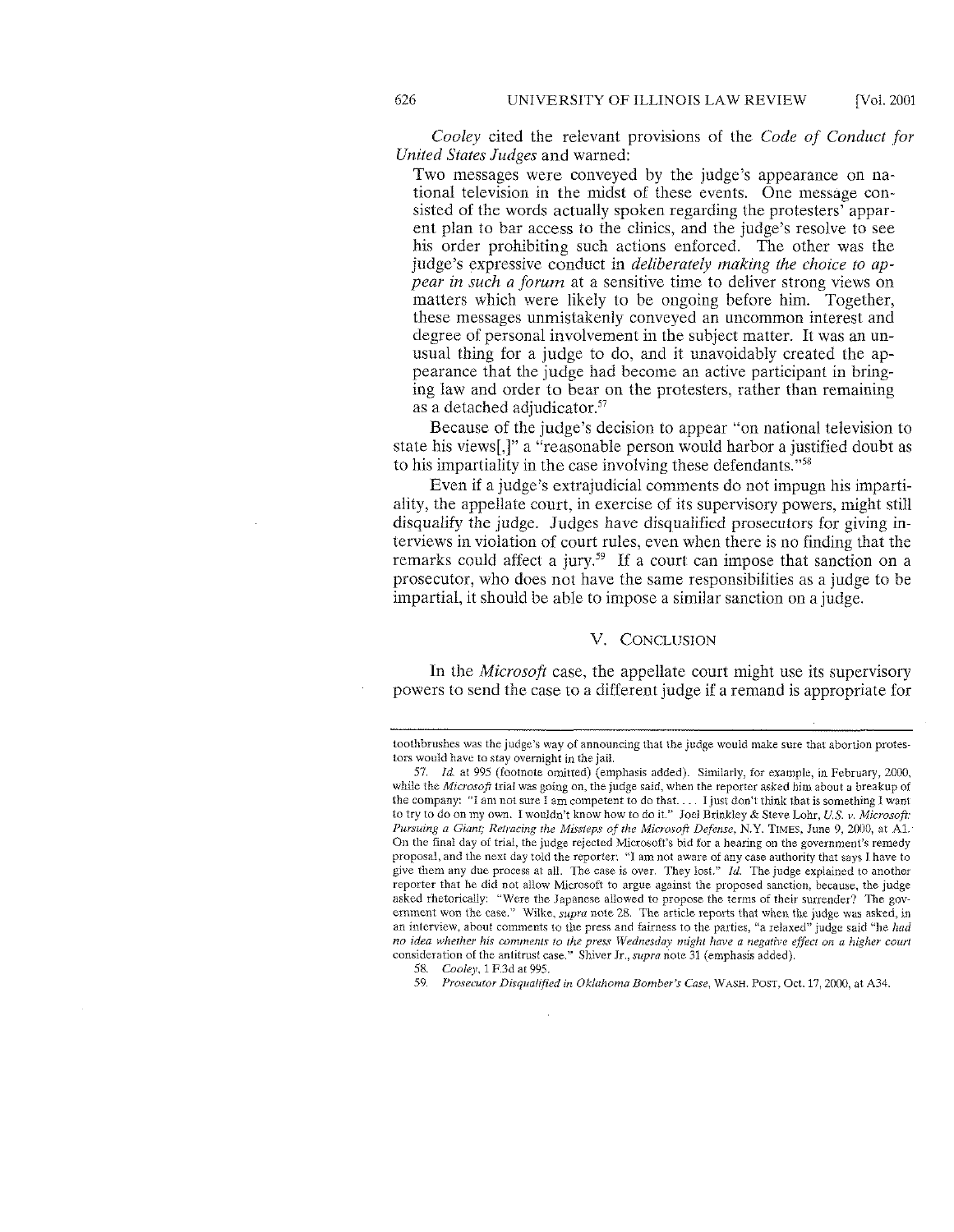*Cooley* cited the relevant provisions of the *Code of Conduct for United States Judges* and warned:

> Two messages were conveyed by the judge's appearance on national television in the midst of these events. One message consisted of the words actually spoken regarding the protesters' apparent plan to bar access to the clinics, and the judge's resolve to see his order prohibiting such actions enforced. The other was the judge's expressive conduct in *deliberately making the choice to appear in such a forum* at a sensitive time to deliver strong views on matters which were likely to be ongoing before him. Together, these messages unmistakenly conveyed an uncommon interest and degree of personal involvement in the subject matter. It was an unusual thing for a judge to do, and it unavoidably created the appearance that the judge had become an active participant in bringing law and order to bear on the protesters, rather than remaining as a detached adjudicator.[57]

Because of the judge's decision to appear "on national television to state his views[,]" a "reasonable person would harbor a justified doubt as to his impartiality in the case involving these defendants."[58]

Even if a judge's extrajudicial comments do not impugn his impartiality, the appellate court, in exercise of its supervisory powers, might still disqualify the judge. Judges have disqualified prosecutors for giving interviews in violation of court rules, even when there is no finding that the remarks could affect a jury.[59] If a court can impose that sanction on a prosecutor, who does not have the same responsibilities as a judge to be impartial, it should be able to impose a similar sanction on a judge.

## V. CONCLUSION

In the *Microsoft* case, the appellate court might use its supervisory powers to send the case to a different judge if a remand is appropriate for

---

toothbrushes was the judge's way of announcing that the judge would make sure that abortion protestors would have to stay overnight in the jail.

57. *Id.* at 995 (footnote omitted) (emphasis added). Similarly, for example, in February, 2000, while the *Microsoft* trial was going on, the judge said, when the reporter asked him about a breakup of the company: "I am not sure I am competent to do that. . . . I just don't think that is something I want to try to do on my own. I wouldn't know how to do it." Joel Brinkley & Steve Lohr, *U.S. v. Microsoft: Pursuing a Giant; Retracing the Missteps of the Microsoft Defense*, N.Y. TIMES, June 9, 2000, at A1. On the final day of trial, the judge rejected Microsoft's bid for a hearing on the government's remedy proposal, and the next day told the reporter: "I am not aware of any case authority that says I have to give them any due process at all. The case is over. They lost." *Id.* The judge explained to another reporter that he did not allow Microsoft to argue against the proposed sanction, because, the judge asked rhetorically: "Were the Japanese allowed to propose the terms of their surrender? The government won the case." Wilke, *supra* note 28. The article reports that when the judge was asked, in an interview, about comments to the press and fairness to the parties, "a relaxed" judge said "*he had no idea whether his comments to the press Wednesday might have a negative effect on a higher court* consideration of the antitrust case." Shiver Jr., *supra* note 31 (emphasis added).

58. *Cooley*, 1 F.3d at 995.

59. *Prosecutor Disqualified in Oklahoma Bomber's Case*, WASH. POST, Oct. 17, 2000, at A34.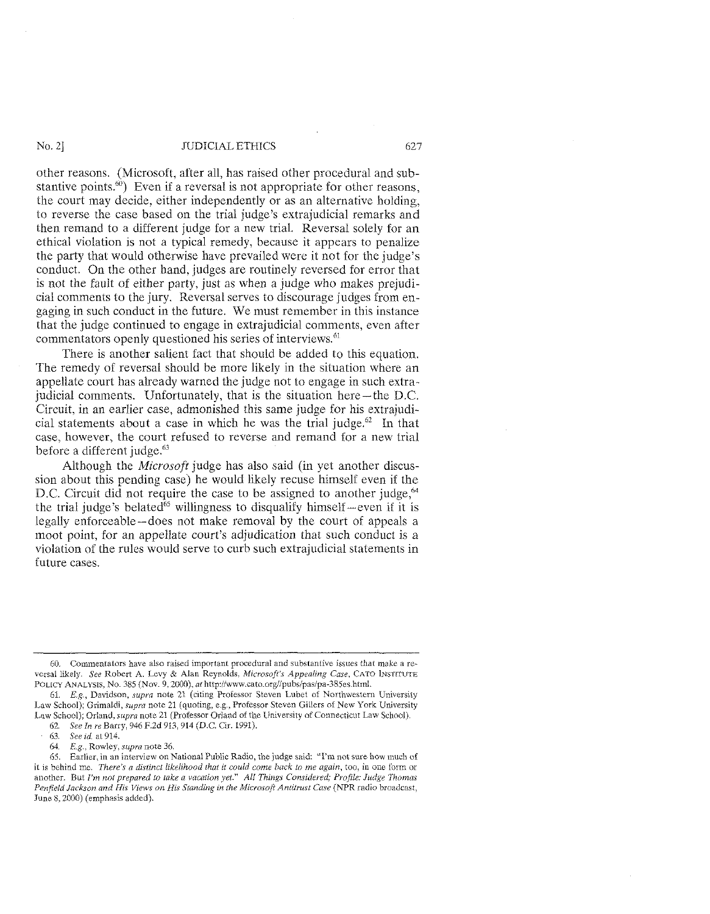other reasons. (Microsoft, after all, has raised other procedural and substantive points.[60]) Even if a reversal is not appropriate for other reasons, the court may decide, either independently or as an alternative holding, to reverse the case based on the trial judge's extrajudicial remarks and then remand to a different judge for a new trial. Reversal solely for an ethical violation is not a typical remedy, because it appears to penalize the party that would otherwise have prevailed were it not for the judge's conduct. On the other hand, judges are routinely reversed for error that is not the fault of either party, just as when a judge who makes prejudicial comments to the jury. Reversal serves to discourage judges from engaging in such conduct in the future. We must remember in this instance that the judge continued to engage in extrajudicial comments, even after commentators openly questioned his series of interviews.[61]

There is another salient fact that should be added to this equation. The remedy of reversal should be more likely in the situation where an appellate court has already warned the judge not to engage in such extrajudicial comments. Unfortunately, that is the situation here—the D.C. Circuit, in an earlier case, admonished this same judge for his extrajudicial statements about a case in which he was the trial judge.[62] In that case, however, the court refused to reverse and remand for a new trial before a different judge.[63]

Although the *Microsoft* judge has also said (in yet another discussion about this pending case) he would likely recuse himself even if the D.C. Circuit did not require the case to be assigned to another judge,[64] the trial judge's belated[65] willingness to disqualify himself—even if it is legally enforceable—does not make removal by the court of appeals a moot point, for an appellate court's adjudication that such conduct is a violation of the rules would serve to curb such extrajudicial statements in future cases.

---

60. Commentators have also raised important procedural and substantive issues that make a reversal likely. *See* Robert A. Levy & Alan Reynolds, *Microsoft's Appealing Case*, CATO INSTITUTE POLICY ANALYSIS, No. 385 (Nov. 9, 2000), *at* http://www.cato.org//pubs/pas/pa-385es.html.

61. *E.g.*, Davidson, *supra* note 21 (citing Professor Steven Lubet of Northwestern University Law School); Grimaldi, *supra* note 21 (quoting, e.g., Professor Steven Gillers of New York University Law School); Orland, *supra* note 21 (Professor Orland of the University of Connecticut Law School).

62. *See In re* Barry, 946 F.2d 913, 914 (D.C. Cir. 1991).

63. *See id.* at 914.

64. *E.g.*, Rowley, *supra* note 36.

65. Earlier, in an interview on National Public Radio, the judge said: "I'm not sure how much of it is behind me. *There's a distinct likelihood that it could come back to me again*, too, in one form or another. But *I'm not prepared to take a vacation yet*." *All Things Considered; Profile: Judge Thomas Penfield Jackson and His Views on His Standing in the Microsoft Antitrust Case* (NPR radio broadcast, June 8, 2000) (emphasis added).